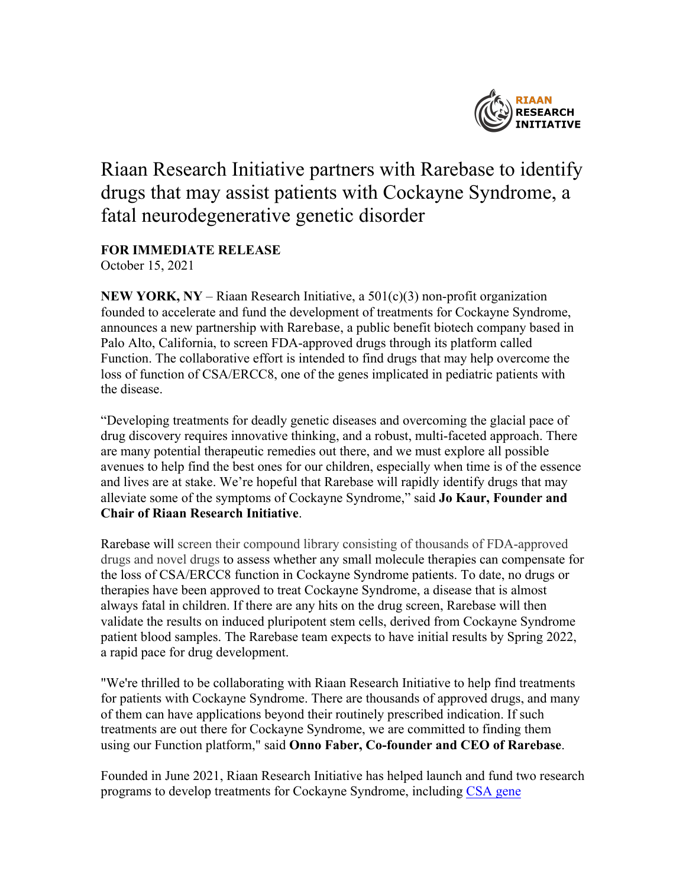RIAAN RESEARCH INITIATIVE

# Riaan Research Initiative partners with Rarebase to identify drugs that may assist patients with Cockayne Syndrome, a fatal neurodegenerative genetic disorder

**FOR IMMEDIATE RELEASE**
October 15, 2021

**NEW YORK, NY** – Riaan Research Initiative, a 501(c)(3) non-profit organization founded to accelerate and fund the development of treatments for Cockayne Syndrome, announces a new partnership with Rarebase, a public benefit biotech company based in Palo Alto, California, to screen FDA-approved drugs through its platform called Function. The collaborative effort is intended to find drugs that may help overcome the loss of function of CSA/ERCC8, one of the genes implicated in pediatric patients with the disease.

"Developing treatments for deadly genetic diseases and overcoming the glacial pace of drug discovery requires innovative thinking, and a robust, multi-faceted approach. There are many potential therapeutic remedies out there, and we must explore all possible avenues to help find the best ones for our children, especially when time is of the essence and lives are at stake. We're hopeful that Rarebase will rapidly identify drugs that may alleviate some of the symptoms of Cockayne Syndrome," said **Jo Kaur, Founder and Chair of Riaan Research Initiative**.

Rarebase will screen their compound library consisting of thousands of FDA-approved drugs and novel drugs to assess whether any small molecule therapies can compensate for the loss of CSA/ERCC8 function in Cockayne Syndrome patients. To date, no drugs or therapies have been approved to treat Cockayne Syndrome, a disease that is almost always fatal in children. If there are any hits on the drug screen, Rarebase will then validate the results on induced pluripotent stem cells, derived from Cockayne Syndrome patient blood samples. The Rarebase team expects to have initial results by Spring 2022, a rapid pace for drug development.

"We're thrilled to be collaborating with Riaan Research Initiative to help find treatments for patients with Cockayne Syndrome. There are thousands of approved drugs, and many of them can have applications beyond their routinely prescribed indication. If such treatments are out there for Cockayne Syndrome, we are committed to finding them using our Function platform," said **Onno Faber, Co-founder and CEO of Rarebase**.

Founded in June 2021, Riaan Research Initiative has helped launch and fund two research programs to develop treatments for Cockayne Syndrome, including CSA gene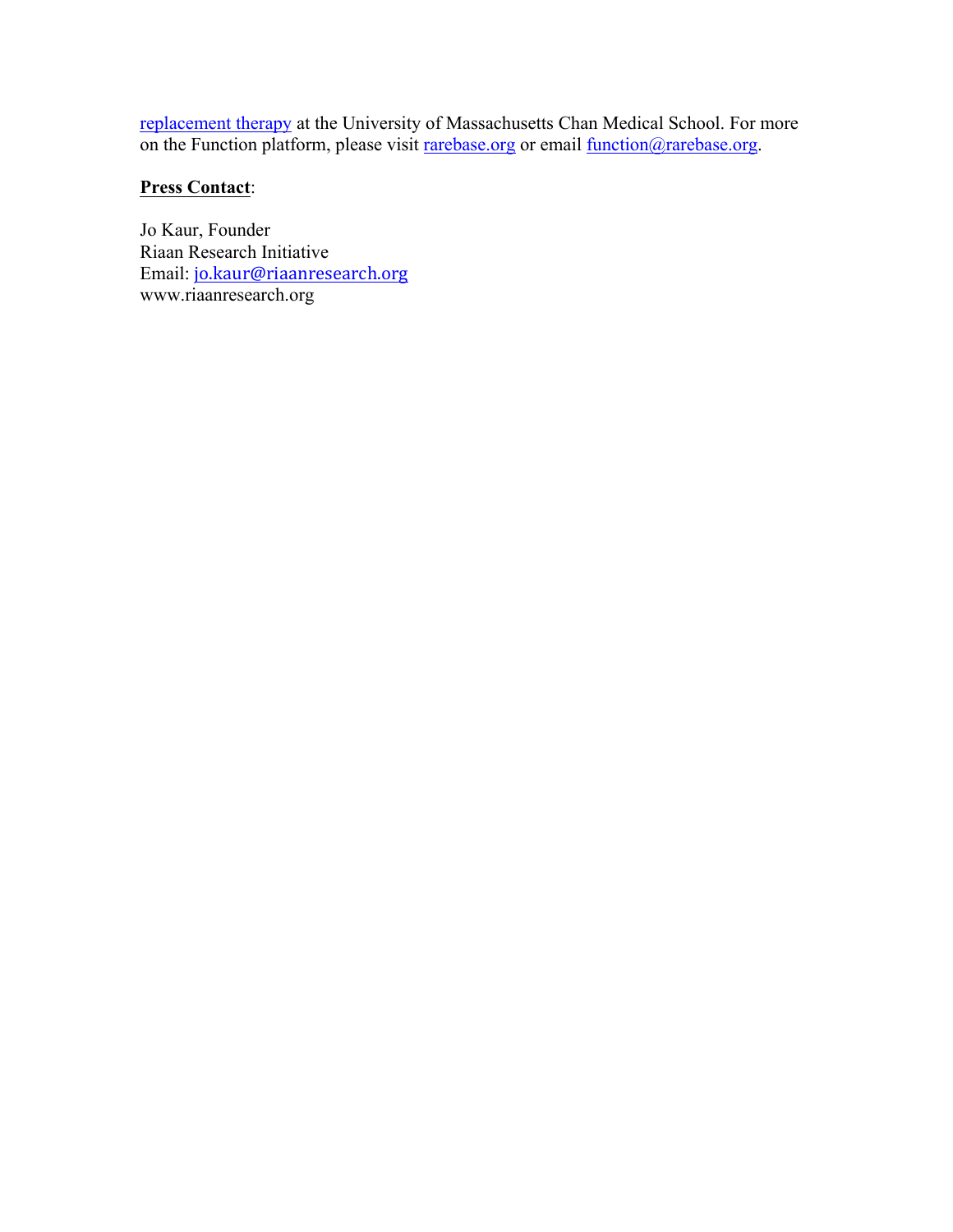replacement therapy at the University of Massachusetts Chan Medical School. For more on the Function platform, please visit rarebase.org or email function@rarebase.org.

**Press Contact**:

Jo Kaur, Founder
Riaan Research Initiative
Email: jo.kaur@riaanresearch.org
www.riaanresearch.org